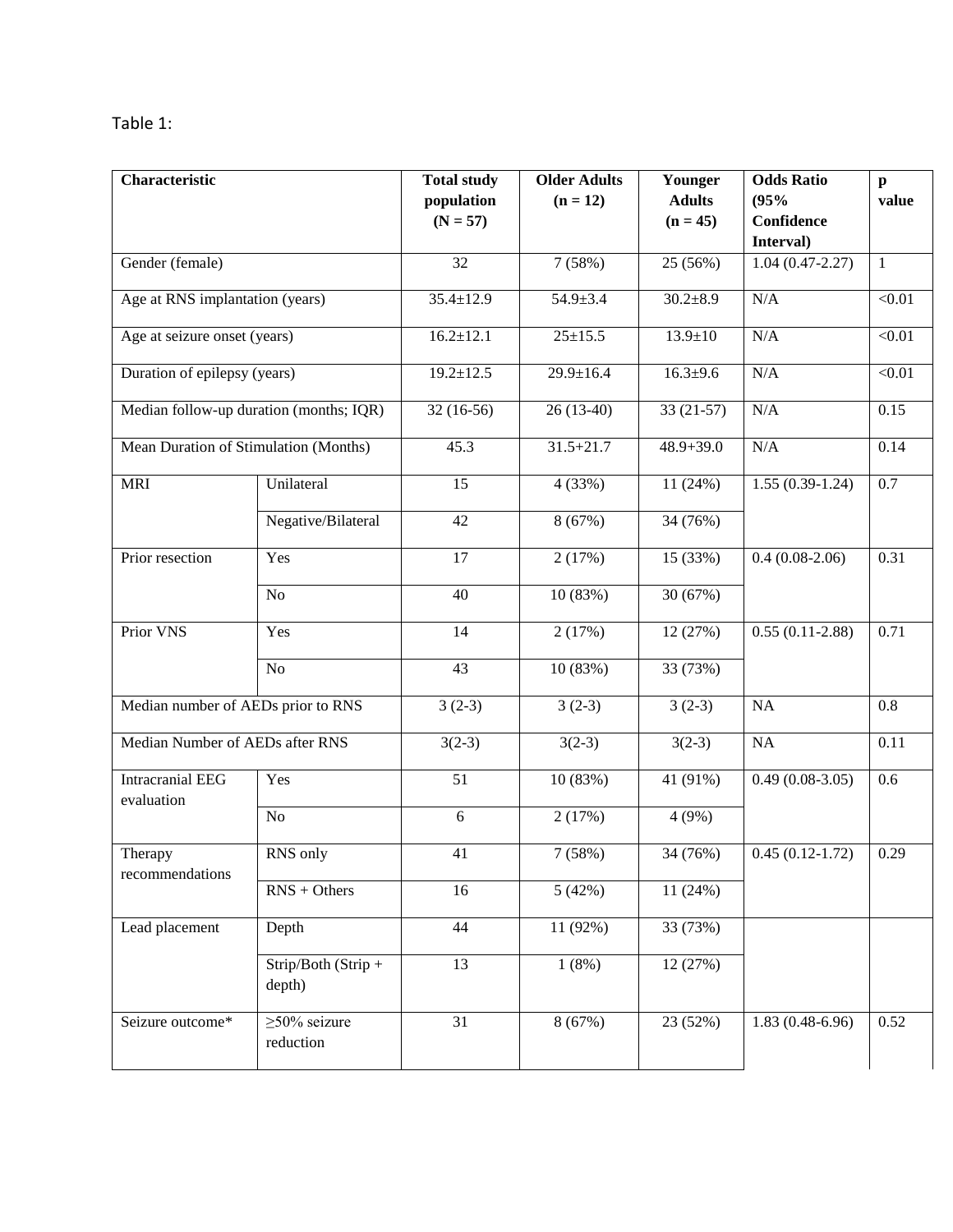Table 1:

| Characteristic | | Total study population (N = 57) | Older Adults (n = 12) | Younger Adults (n = 45) | Odds Ratio (95% Confidence Interval) | p value |
|---|---|---|---|---|---|---|
| Gender (female) | | 32 | 7 (58%) | 25 (56%) | 1.04 (0.47-2.27) | 1 |
| Age at RNS implantation (years) | | 35.4±12.9 | 54.9±3.4 | 30.2±8.9 | N/A | <0.01 |
| Age at seizure onset (years) | | 16.2±12.1 | 25±15.5 | 13.9±10 | N/A | <0.01 |
| Duration of epilepsy (years) | | 19.2±12.5 | 29.9±16.4 | 16.3±9.6 | N/A | <0.01 |
| Median follow-up duration (months; IQR) | | 32 (16-56) | 26 (13-40) | 33 (21-57) | N/A | 0.15 |
| Mean Duration of Stimulation (Months) | | 45.3 | 31.5+21.7 | 48.9+39.0 | N/A | 0.14 |
| MRI | Unilateral | 15 | 4 (33%) | 11 (24%) | 1.55 (0.39-1.24) | 0.7 |
| | Negative/Bilateral | 42 | 8 (67%) | 34 (76%) | | |
| Prior resection | Yes | 17 | 2 (17%) | 15 (33%) | 0.4 (0.08-2.06) | 0.31 |
| | No | 40 | 10 (83%) | 30 (67%) | | |
| Prior VNS | Yes | 14 | 2 (17%) | 12 (27%) | 0.55 (0.11-2.88) | 0.71 |
| | No | 43 | 10 (83%) | 33 (73%) | | |
| Median number of AEDs prior to RNS | | 3 (2-3) | 3 (2-3) | 3 (2-3) | NA | 0.8 |
| Median Number of AEDs after RNS | | 3(2-3) | 3(2-3) | 3(2-3) | NA | 0.11 |
| Intracranial EEG evaluation | Yes | 51 | 10 (83%) | 41 (91%) | 0.49 (0.08-3.05) | 0.6 |
| | No | 6 | 2 (17%) | 4 (9%) | | |
| Therapy recommendations | RNS only | 41 | 7 (58%) | 34 (76%) | 0.45 (0.12-1.72) | 0.29 |
| | RNS + Others | 16 | 5 (42%) | 11 (24%) | | |
| Lead placement | Depth | 44 | 11 (92%) | 33 (73%) | | |
| | Strip/Both (Strip + depth) | 13 | 1 (8%) | 12 (27%) | | |
| Seizure outcome* | ≥50% seizure reduction | 31 | 8 (67%) | 23 (52%) | 1.83 (0.48-6.96) | 0.52 |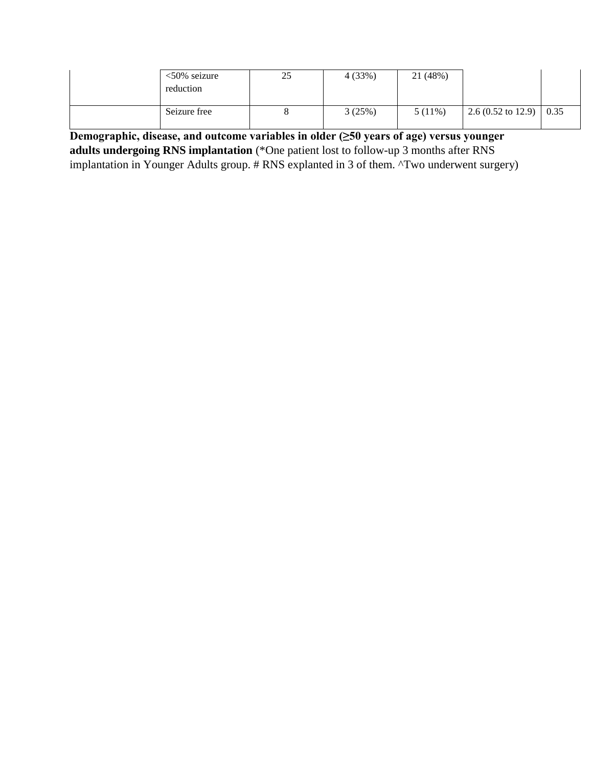| | | | | | | |
|---|---|---|---|---|---|---|
| | <50% seizure reduction | 25 | 4 (33%) | 21 (48%) | | |
| | Seizure free | 8 | 3 (25%) | 5 (11%) | 2.6 (0.52 to 12.9) | 0.35 |

**Demographic, disease, and outcome variables in older (≥50 years of age) versus younger adults undergoing RNS implantation** (*One patient lost to follow-up 3 months after RNS implantation in Younger Adults group. # RNS explanted in 3 of them. ^Two underwent surgery)